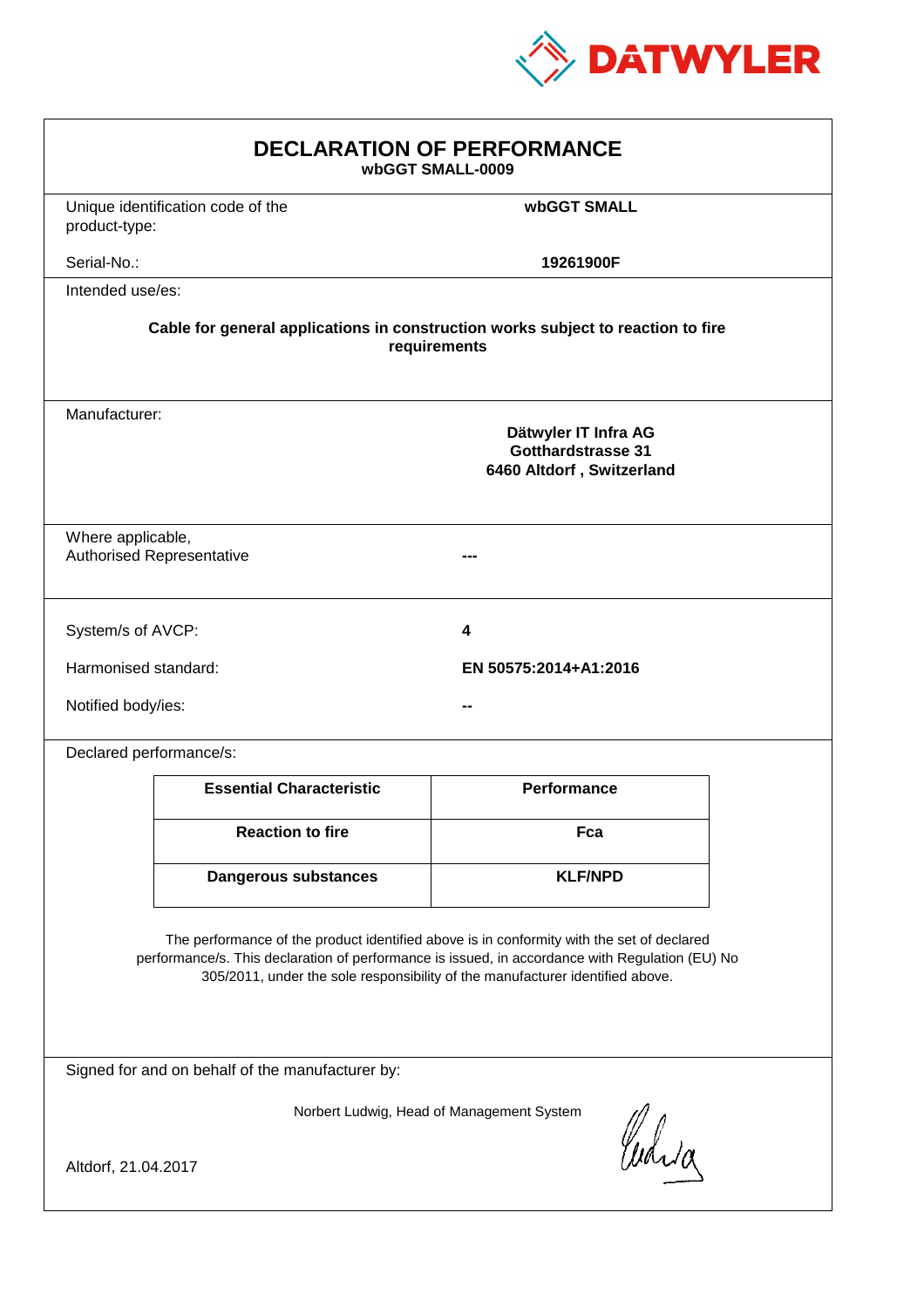DATWYLER

# DECLARATION OF PERFORMANCE

**wbGGT SMALL-0009**

| | |
|---|---|
| Unique identification code of the product-type: | **wbGGT SMALL** |
| Serial-No.: | **19261900F** |

Intended use/es:

**Cable for general applications in construction works subject to reaction to fire requirements**

Manufacturer:

**Dätwyler IT Infra AG**
**Gotthardstrasse 31**
**6460 Altdorf , Switzerland**

| | |
|---|---|
| Where applicable, Authorised Representative | **---** |

| | |
|---|---|
| System/s of AVCP: | **4** |
| Harmonised standard: | **EN 50575:2014+A1:2016** |
| Notified body/ies: | **--** |

Declared performance/s:

| Essential Characteristic | Performance |
|---|---|
| **Reaction to fire** | **Fca** |
| **Dangerous substances** | **KLF/NPD** |

The performance of the product identified above is in conformity with the set of declared performance/s. This declaration of performance is issued, in accordance with Regulation (EU) No 305/2011, under the sole responsibility of the manufacturer identified above.

Signed for and on behalf of the manufacturer by:

Norbert Ludwig, Head of Management System

Altdorf, 21.04.2017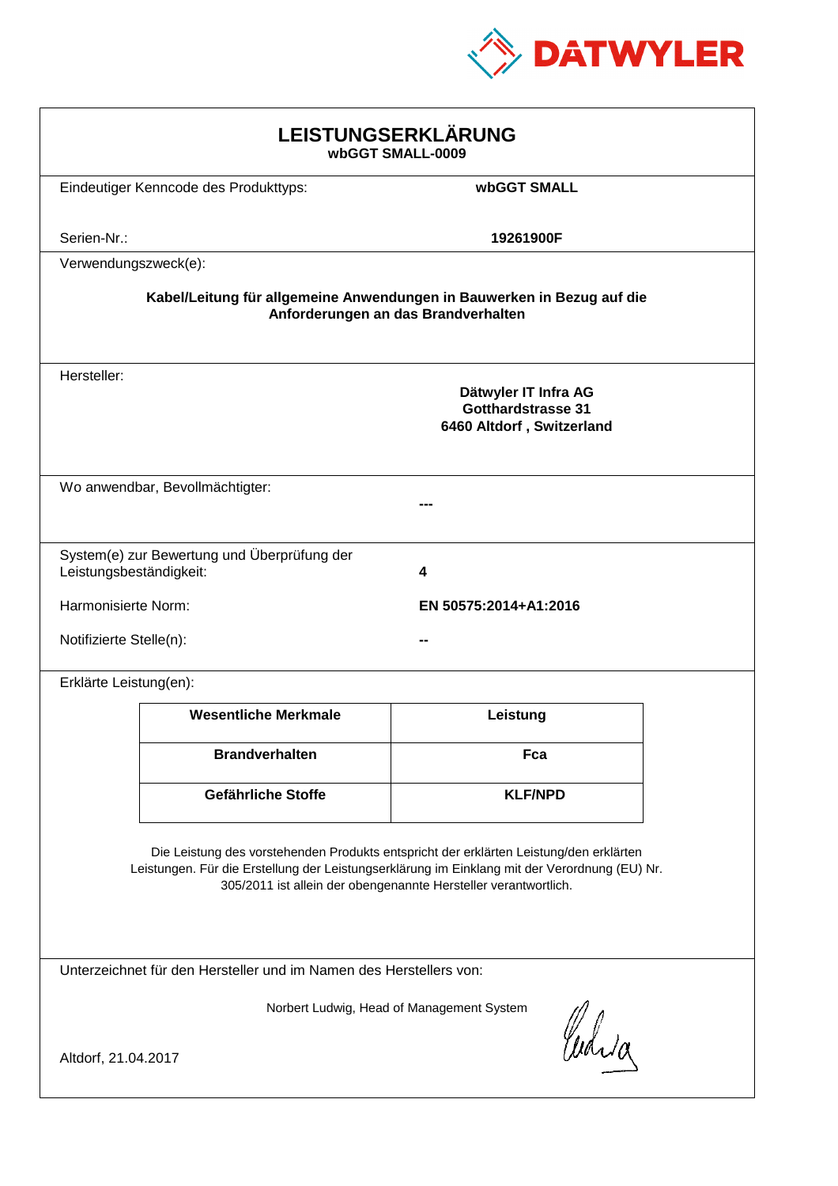DATWYLER

# LEISTUNGSERKLÄRUNG
**wbGGT SMALL-0009**

Eindeutiger Kenncode des Produkttyps: **wbGGT SMALL**

Serien-Nr.: **19261900F**

Verwendungszweck(e):

**Kabel/Leitung für allgemeine Anwendungen in Bauwerken in Bezug auf die Anforderungen an das Brandverhalten**

Hersteller:

**Dätwyler IT Infra AG**
**Gotthardstrasse 31**
**6460 Altdorf , Switzerland**

Wo anwendbar, Bevollmächtigter: **---**

System(e) zur Bewertung und Überprüfung der Leistungsbeständigkeit: **4**

Harmonisierte Norm: **EN 50575:2014+A1:2016**

Notifizierte Stelle(n): **--**

Erklärte Leistung(en):

| Wesentliche Merkmale | Leistung |
|---|---|
| **Brandverhalten** | **Fca** |
| **Gefährliche Stoffe** | **KLF/NPD** |

Die Leistung des vorstehenden Produkts entspricht der erklärten Leistung/den erklärten Leistungen. Für die Erstellung der Leistungserklärung im Einklang mit der Verordnung (EU) Nr. 305/2011 ist allein der obengenannte Hersteller verantwortlich.

Unterzeichnet für den Hersteller und im Namen des Herstellers von:

Norbert Ludwig, Head of Management System

Altdorf, 21.04.2017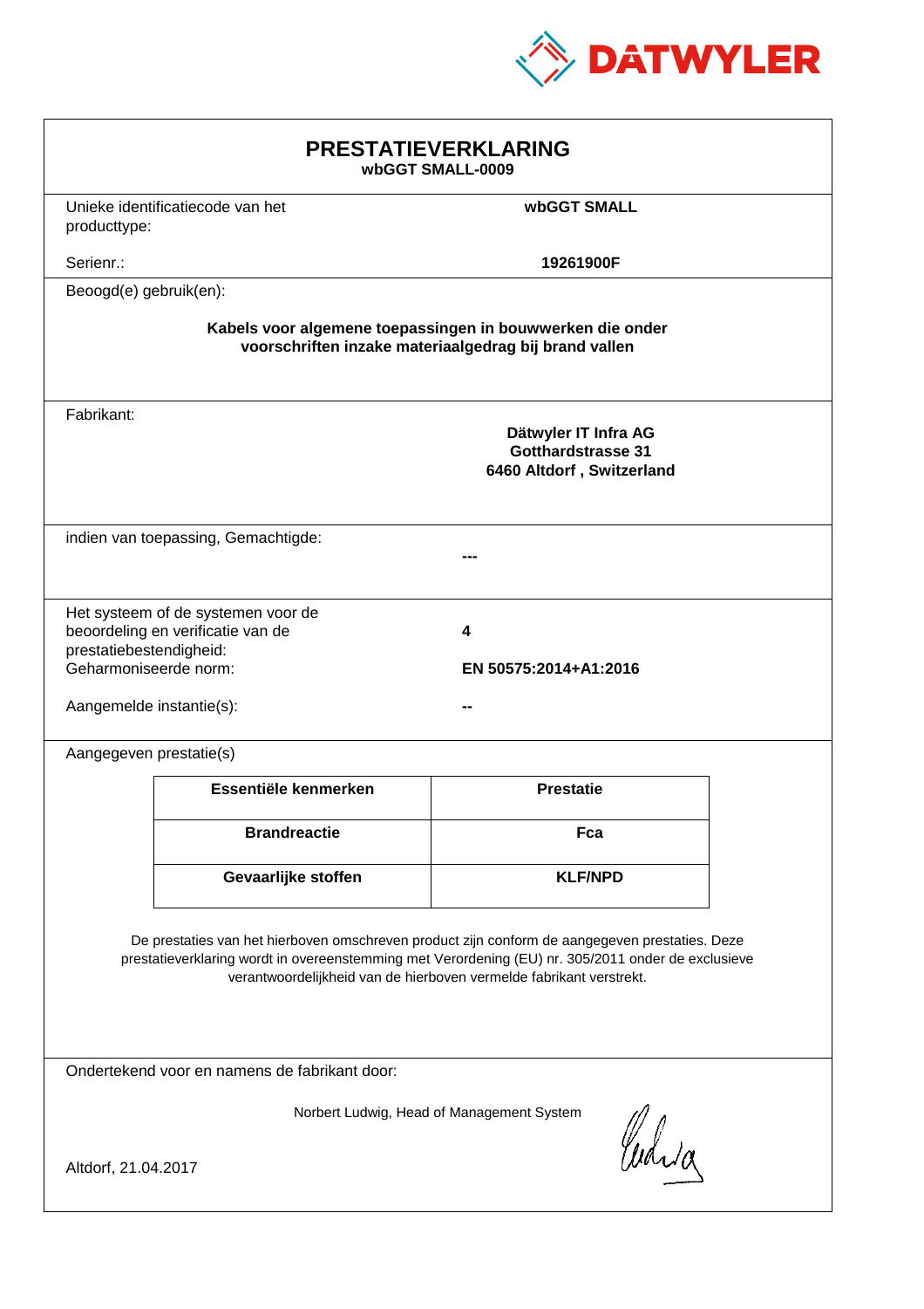DATWYLER

# PRESTATIEVERKLARING

**wbGGT SMALL-0009**

Unieke identificatiecode van het producttype: **wbGGT SMALL**

Serienr.: **19261900F**

Beoogd(e) gebruik(en):

**Kabels voor algemene toepassingen in bouwwerken die onder voorschriften inzake materiaalgedrag bij brand vallen**

Fabrikant:

**Dätwyler IT Infra AG**
**Gotthardstrasse 31**
**6460 Altdorf , Switzerland**

indien van toepassing, Gemachtigde: **---**

Het systeem of de systemen voor de beoordeling en verificatie van de prestatiebestendigheid: **4**

Geharmoniseerde norm: **EN 50575:2014+A1:2016**

Aangemelde instantie(s): **--**

Aangegeven prestatie(s)

| Essentiële kenmerken | Prestatie |
|---|---|
| **Brandreactie** | **Fca** |
| **Gevaarlijke stoffen** | **KLF/NPD** |

De prestaties van het hierboven omschreven product zijn conform de aangegeven prestaties. Deze prestatieverklaring wordt in overeenstemming met Verordening (EU) nr. 305/2011 onder de exclusieve verantwoordelijkheid van de hierboven vermelde fabrikant verstrekt.

Ondertekend voor en namens de fabrikant door:

Norbert Ludwig, Head of Management System

Altdorf, 21.04.2017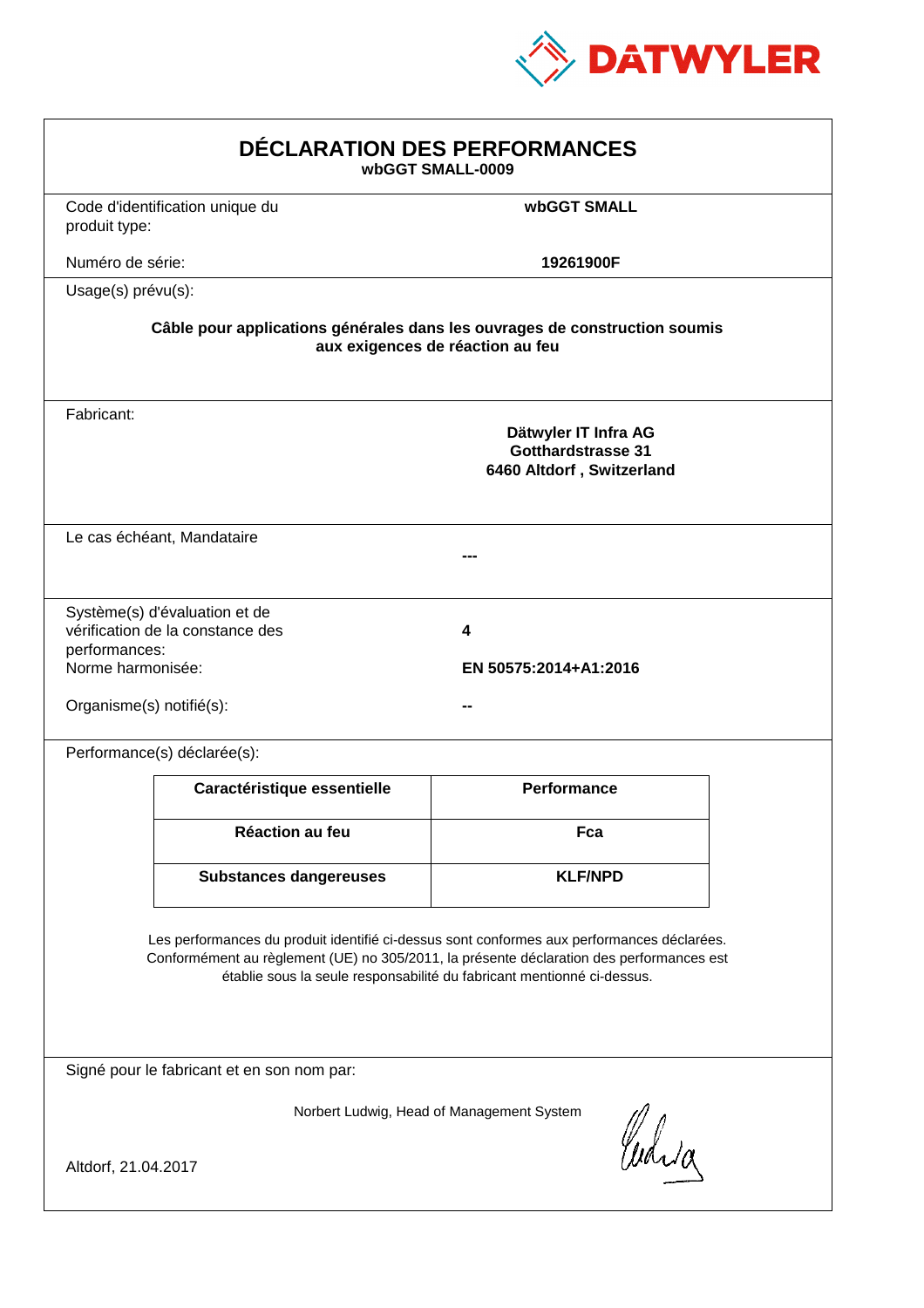DATWYLER

# DÉCLARATION DES PERFORMANCES

**wbGGT SMALL-0009**

Code d'identification unique du produit type: **wbGGT SMALL**

Numéro de série: **19261900F**

Usage(s) prévu(s):

**Câble pour applications générales dans les ouvrages de construction soumis aux exigences de réaction au feu**

Fabricant:

**Dätwyler IT Infra AG**
**Gotthardstrasse 31**
**6460 Altdorf , Switzerland**

Le cas échéant, Mandataire

**---**

Système(s) d'évaluation et de vérification de la constance des performances: **4**

Norme harmonisée: **EN 50575:2014+A1:2016**

Organisme(s) notifié(s): **--**

Performance(s) déclarée(s):

| Caractéristique essentielle | Performance |
|---|---|
| **Réaction au feu** | **Fca** |
| **Substances dangereuses** | **KLF/NPD** |

Les performances du produit identifié ci-dessus sont conformes aux performances déclarées. Conformément au règlement (UE) no 305/2011, la présente déclaration des performances est établie sous la seule responsabilité du fabricant mentionné ci-dessus.

Signé pour le fabricant et en son nom par:

Norbert Ludwig, Head of Management System

Altdorf, 21.04.2017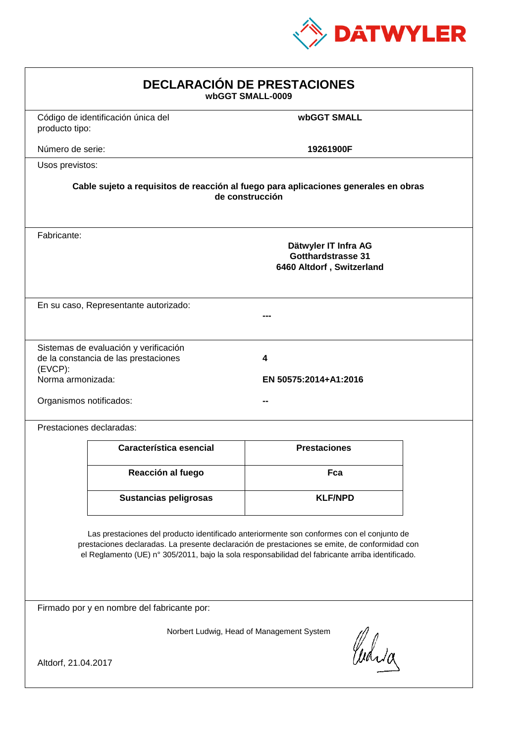DATWYLER

# DECLARACIÓN DE PRESTACIONES

**wbGGT SMALL-0009**

Código de identificación única del producto tipo: **wbGGT SMALL**

Número de serie: **19261900F**

Usos previstos:

**Cable sujeto a requisitos de reacción al fuego para aplicaciones generales en obras de construcción**

Fabricante:

**Dätwyler IT Infra AG**
**Gotthardstrasse 31**
**6460 Altdorf , Switzerland**

En su caso, Representante autorizado: **---**

Sistemas de evaluación y verificación de la constancia de las prestaciones (EVCP): **4**

Norma armonizada: **EN 50575:2014+A1:2016**

Organismos notificados: **--**

Prestaciones declaradas:

| Característica esencial | Prestaciones |
| --- | --- |
| **Reacción al fuego** | **Fca** |
| **Sustancias peligrosas** | **KLF/NPD** |

Las prestaciones del producto identificado anteriormente son conformes con el conjunto de prestaciones declaradas. La presente declaración de prestaciones se emite, de conformidad con el Reglamento (UE) n° 305/2011, bajo la sola responsabilidad del fabricante arriba identificado.

Firmado por y en nombre del fabricante por:

Norbert Ludwig, Head of Management System

Altdorf, 21.04.2017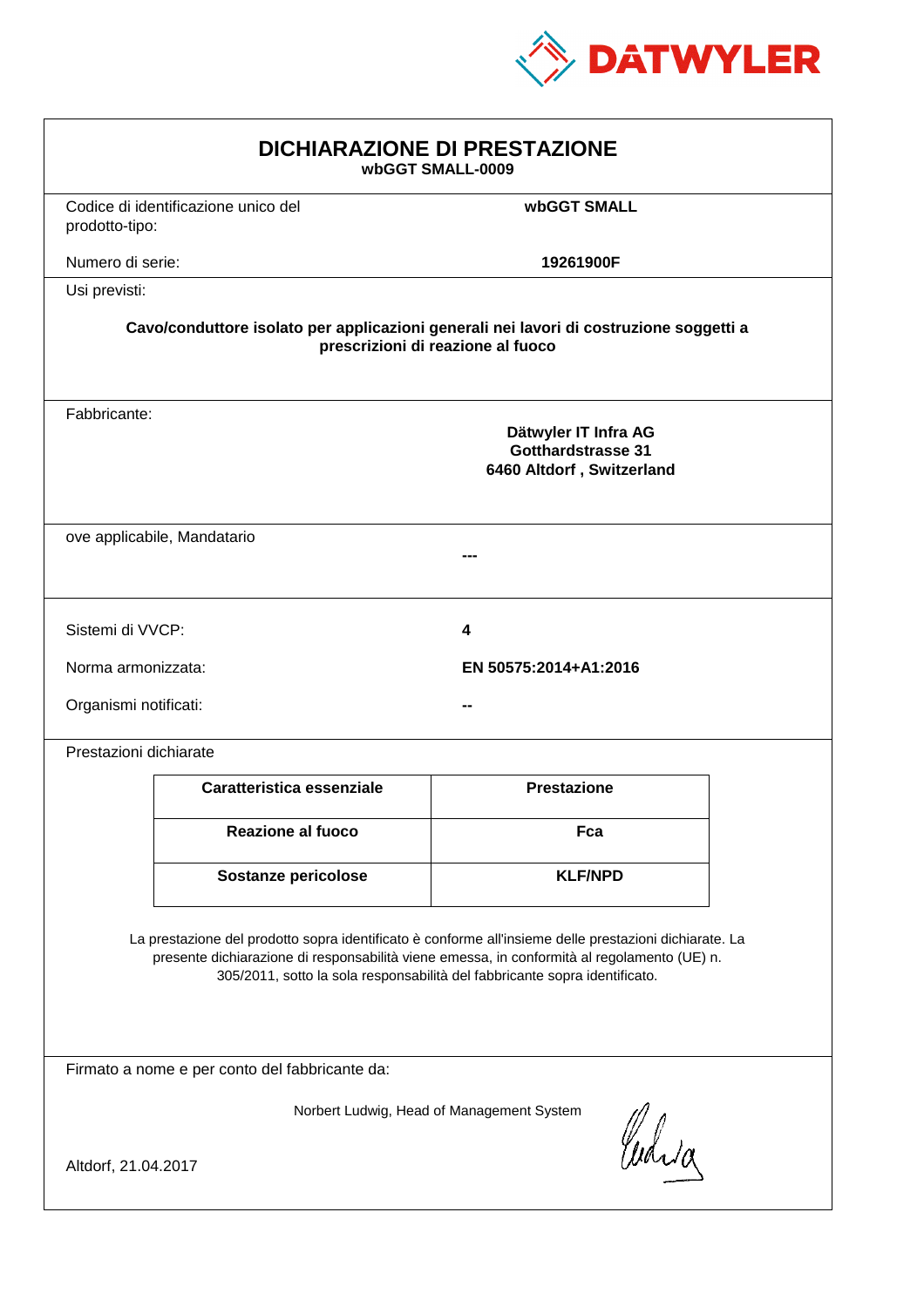DATWYLER

# DICHIARAZIONE DI PRESTAZIONE

**wbGGT SMALL-0009**

Codice di identificazione unico del prodotto-tipo: **wbGGT SMALL**

Numero di serie: **19261900F**

Usi previsti:

**Cavo/conduttore isolato per applicazioni generali nei lavori di costruzione soggetti a prescrizioni di reazione al fuoco**

Fabbricante:

**Dätwyler IT Infra AG**
**Gotthardstrasse 31**
**6460 Altdorf , Switzerland**

ove applicabile, Mandatario

**---**

Sistemi di VVCP: **4**

Norma armonizzata: **EN 50575:2014+A1:2016**

Organismi notificati: **--**

Prestazioni dichiarate

| Caratteristica essenziale | Prestazione |
|---|---|
| **Reazione al fuoco** | **Fca** |
| **Sostanze pericolose** | **KLF/NPD** |

La prestazione del prodotto sopra identificato è conforme all'insieme delle prestazioni dichiarate. La presente dichiarazione di responsabilità viene emessa, in conformità al regolamento (UE) n. 305/2011, sotto la sola responsabilità del fabbricante sopra identificato.

Firmato a nome e per conto del fabbricante da:

Norbert Ludwig, Head of Management System

Altdorf, 21.04.2017